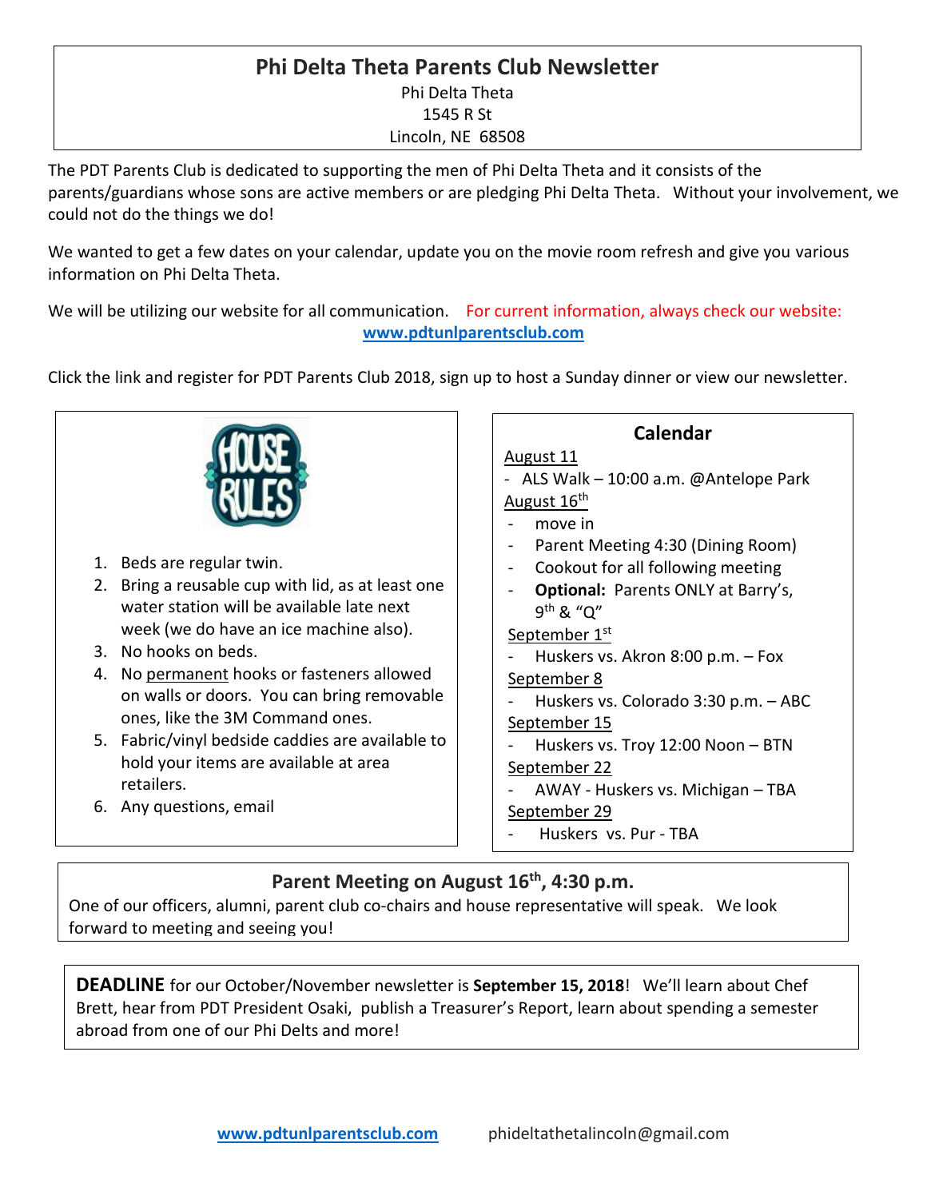# Phi Delta Theta Parents Club Newsletter

Phi Delta Theta
1545 R St
Lincoln, NE 68508

The PDT Parents Club is dedicated to supporting the men of Phi Delta Theta and it consists of the parents/guardians whose sons are active members or are pledging Phi Delta Theta. Without your involvement, we could not do the things we do!

We wanted to get a few dates on your calendar, update you on the movie room refresh and give you various information on Phi Delta Theta.

We will be utilizing our website for all communication. For current information, always check our website: **www.pdtunlparentsclub.com**

Click the link and register for PDT Parents Club 2018, sign up to host a Sunday dinner or view our newsletter.

## HOUSE RULES

1. Beds are regular twin.
2. Bring a reusable cup with lid, as at least one water station will be available late next week (we do have an ice machine also).
3. No hooks on beds.
4. No permanent hooks or fasteners allowed on walls or doors. You can bring removable ones, like the 3M Command ones.
5. Fabric/vinyl bedside caddies are available to hold your items are available at area retailers.
6. Any questions, email

## Calendar

August 11
- ALS Walk – 10:00 a.m. @Antelope Park

August 16th
- move in
- Parent Meeting 4:30 (Dining Room)
- Cookout for all following meeting
- **Optional:** Parents ONLY at Barry's, 9th & "Q"

September 1st
- Huskers vs. Akron 8:00 p.m. – Fox

September 8
- Huskers vs. Colorado 3:30 p.m. – ABC

September 15
- Huskers vs. Troy 12:00 Noon – BTN

September 22
- AWAY - Huskers vs. Michigan – TBA

September 29
- Huskers vs. Pur - TBA

## Parent Meeting on August 16th, 4:30 p.m.

One of our officers, alumni, parent club co-chairs and house representative will speak. We look forward to meeting and seeing you!

**DEADLINE** for our October/November newsletter is **September 15, 2018**! We'll learn about Chef Brett, hear from PDT President Osaki, publish a Treasurer's Report, learn about spending a semester abroad from one of our Phi Delts and more!

**www.pdtunlparentsclub.com** phideltathetalincoln@gmail.com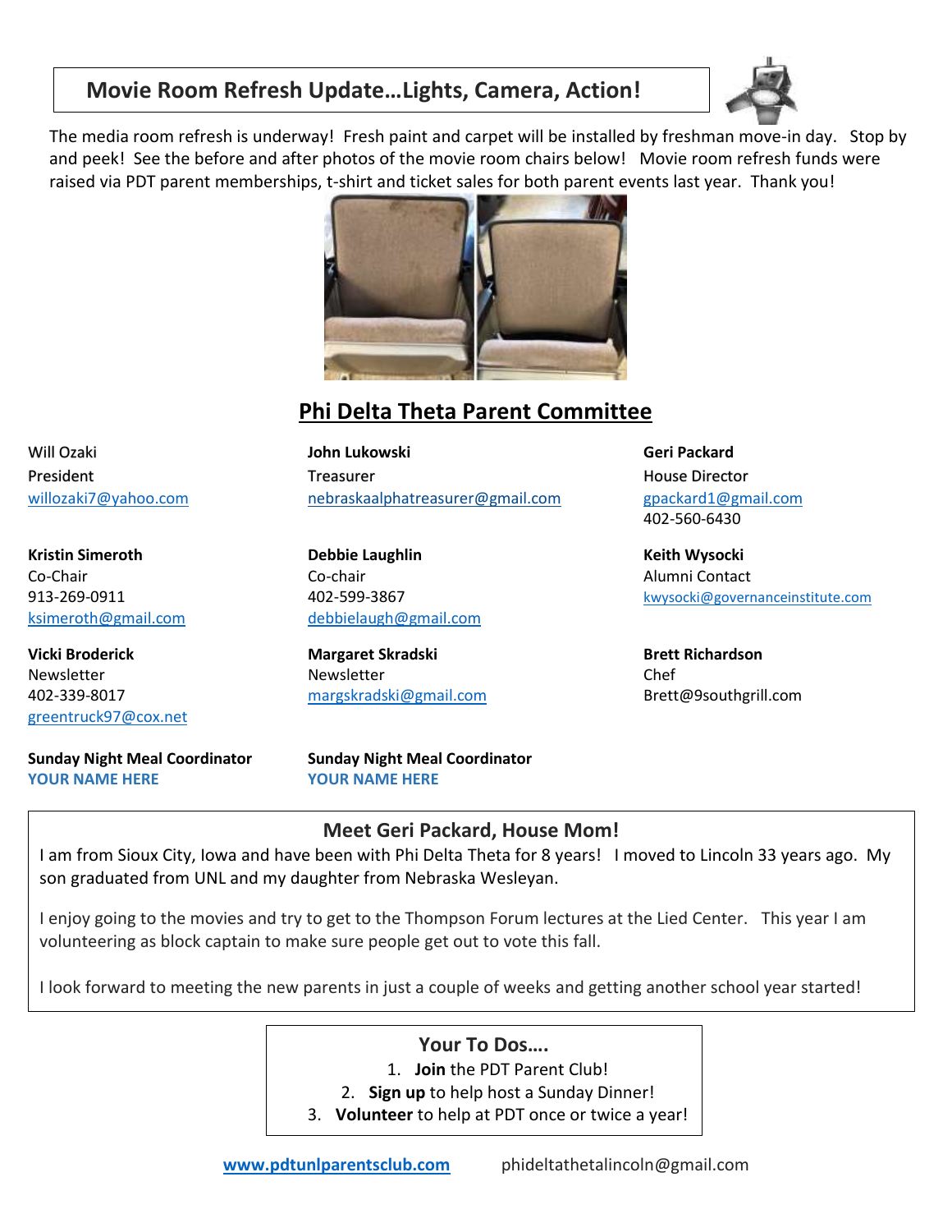## Movie Room Refresh Update…Lights, Camera, Action!

The media room refresh is underway! Fresh paint and carpet will be installed by freshman move-in day. Stop by and peek! See the before and after photos of the movie room chairs below! Movie room refresh funds were raised via PDT parent memberships, t-shirt and ticket sales for both parent events last year. Thank you!

## Phi Delta Theta Parent Committee

Will Ozaki
President
willozaki7@yahoo.com

**John Lukowski**
Treasurer
nebraskaalphatreasurer@gmail.com

**Geri Packard**
House Director
gpackard1@gmail.com
402-560-6430

**Kristin Simeroth**
Co-Chair
913-269-0911
ksimeroth@gmail.com

**Debbie Laughlin**
Co-chair
402-599-3867
debbielaugh@gmail.com

**Keith Wysocki**
Alumni Contact
kwysocki@governanceinstitute.com

**Vicki Broderick**
Newsletter
402-339-8017
greentruck97@cox.net

**Margaret Skradski**
Newsletter
margskradski@gmail.com

**Brett Richardson**
Chef
Brett@9southgrill.com

**Sunday Night Meal Coordinator**
**YOUR NAME HERE**

**Sunday Night Meal Coordinator**
**YOUR NAME HERE**

### Meet Geri Packard, House Mom!

I am from Sioux City, Iowa and have been with Phi Delta Theta for 8 years! I moved to Lincoln 33 years ago. My son graduated from UNL and my daughter from Nebraska Wesleyan.

I enjoy going to the movies and try to get to the Thompson Forum lectures at the Lied Center. This year I am volunteering as block captain to make sure people get out to vote this fall.

I look forward to meeting the new parents in just a couple of weeks and getting another school year started!

### Your To Dos….

1. **Join** the PDT Parent Club!
2. **Sign up** to help host a Sunday Dinner!
3. **Volunteer** to help at PDT once or twice a year!

**www.pdtunlparentsclub.com** phideltathetalincoln@gmail.com